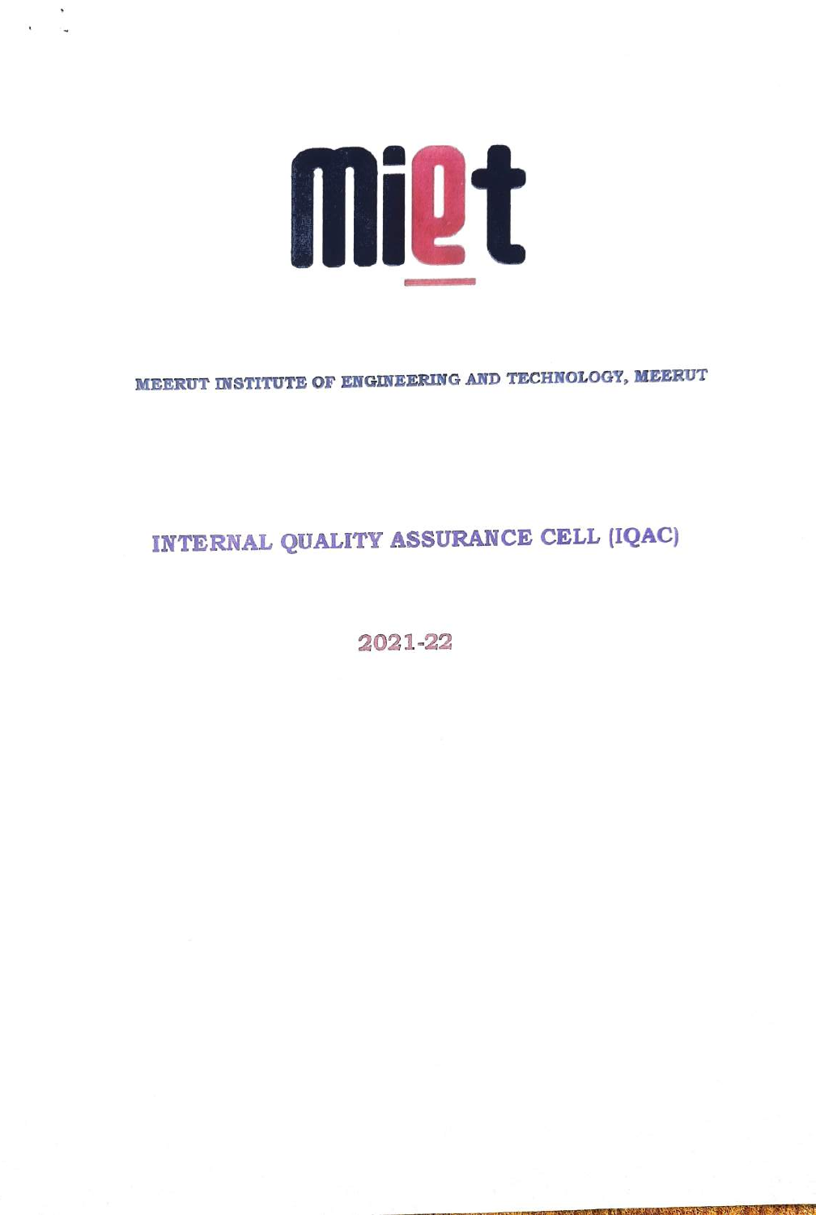miet

MEERUT INSTITUTE OF ENGINEERING AND TECHNOLOGY, MEERUT

# INTERNAL QUALITY ASSURANCE CELL (IQAC)

## 2021-22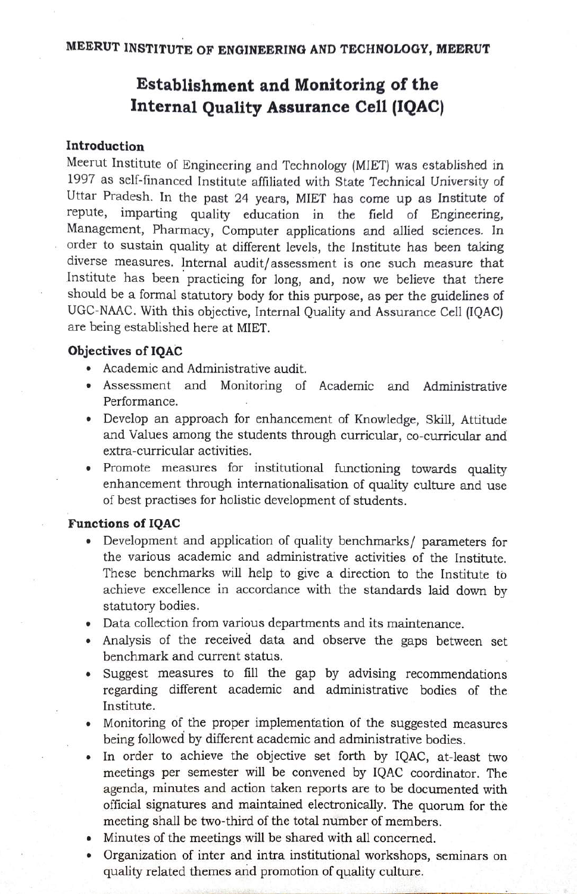**MEERUT INSTITUTE OF ENGINEERING AND TECHNOLOGY, MEERUT**

# Establishment and Monitoring of the Internal Quality Assurance Cell (IQAC)

### Introduction

Meerut Institute of Engineering and Technology (MIET) was established in 1997 as self-financed Institute affiliated with State Technical University of Uttar Pradesh. In the past 24 years, MIET has come up as Institute of repute, imparting quality education in the field of Engineering, Management, Pharmacy, Computer applications and allied sciences. In order to sustain quality at different levels, the Institute has been taking diverse measures. Internal audit/assessment is one such measure that Institute has been practicing for long, and, now we believe that there should be a formal statutory body for this purpose, as per the guidelines of UGC-NAAC. With this objective, Internal Quality and Assurance Cell (IQAC) are being established here at MIET.

### Objectives of IQAC

- Academic and Administrative audit.
- Assessment and Monitoring of Academic and Administrative Performance.
- Develop an approach for enhancement of Knowledge, Skill, Attitude and Values among the students through curricular, co-curricular and extra-curricular activities.
- Promote measures for institutional functioning towards quality enhancement through internationalisation of quality culture and use of best practises for holistic development of students.

### Functions of IQAC

- Development and application of quality benchmarks/ parameters for the various academic and administrative activities of the Institute. These benchmarks will help to give a direction to the Institute to achieve excellence in accordance with the standards laid down by statutory bodies.
- Data collection from various departments and its maintenance.
- Analysis of the received data and observe the gaps between set benchmark and current status.
- Suggest measures to fill the gap by advising recommendations regarding different academic and administrative bodies of the Institute.
- Monitoring of the proper implementation of the suggested measures being followed by different academic and administrative bodies.
- In order to achieve the objective set forth by IQAC, at-least two meetings per semester will be convened by IQAC coordinator. The agenda, minutes and action taken reports are to be documented with official signatures and maintained electronically. The quorum for the meeting shall be two-third of the total number of members.
- Minutes of the meetings will be shared with all concerned.
- Organization of inter and intra institutional workshops, seminars on quality related themes and promotion of quality culture.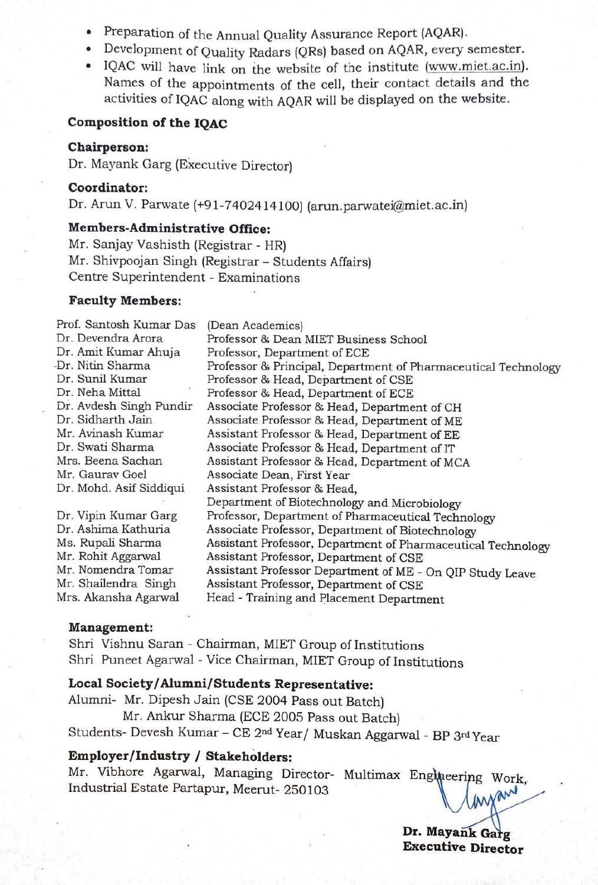- Preparation of the Annual Quality Assurance Report (AQAR).
- Development of Quality Radars (QRs) based on AQAR, every semester.
- IQAC will have link on the website of the institute (www.miet.ac.in). Names of the appointments of the cell, their contact details and the activities of IQAC along with AQAR will be displayed on the website.

**Composition of the IQAC**

**Chairperson:**

Dr. Mayank Garg (Executive Director)

**Coordinator:**

Dr. Arun V. Parwate (+91-7402414100) (arun.parwatei@miet.ac.in)

**Members-Administrative Office:**

Mr. Sanjay Vashisth (Registrar - HR)
Mr. Shivpoojan Singh (Registrar – Students Affairs)
Centre Superintendent - Examinations

**Faculty Members:**

| | |
|---|---|
| Prof. Santosh Kumar Das | (Dean Academics) |
| Dr. Devendra Arora | Professor & Dean MIET Business School |
| Dr. Amit Kumar Ahuja | Professor, Department of ECE |
| Dr. Nitin Sharma | Professor & Principal, Department of Pharmaceutical Technology |
| Dr. Sunil Kumar | Professor & Head, Department of CSE |
| Dr. Neha Mittal | Professor & Head, Department of ECE |
| Dr. Avdesh Singh Pundir | Associate Professor & Head, Department of CH |
| Dr. Sidharth Jain | Associate Professor & Head, Department of ME |
| Mr. Avinash Kumar | Assistant Professor & Head, Department of EE |
| Dr. Swati Sharma | Associate Professor & Head, Department of IT |
| Mrs. Beena Sachan | Assistant Professor & Head, Department of MCA |
| Mr. Gaurav Goel | Associate Dean, First Year |
| Dr. Mohd. Asif Siddiqui | Assistant Professor & Head, Department of Biotechnology and Microbiology |
| Dr. Vipin Kumar Garg | Professor, Department of Pharmaceutical Technology |
| Dr. Ashima Kathuria | Associate Professor, Department of Biotechnology |
| Ms. Rupali Sharma | Assistant Professor, Department of Pharmaceutical Technology |
| Mr. Rohit Aggarwal | Assistant Professor, Department of CSE |
| Mr. Nomendra Tomar | Assistant Professor Department of ME - On QIP Study Leave |
| Mr. Shailendra Singh | Assistant Professor, Department of CSE |
| Mrs. Akansha Agarwal | Head - Training and Placement Department |

**Management:**

Shri Vishnu Saran - Chairman, MIET Group of Institutions
Shri Puneet Agarwal - Vice Chairman, MIET Group of Institutions

**Local Society/Alumni/Students Representative:**

Alumni- Mr. Dipesh Jain (CSE 2004 Pass out Batch)
Mr. Ankur Sharma (ECE 2005 Pass out Batch)
Students- Devesh Kumar – CE 2nd Year/ Muskan Aggarwal - BP 3rd Year

**Employer/Industry / Stakeholders:**

Mr. Vibhore Agarwal, Managing Director- Multimax Engineering Work, Industrial Estate Partapur, Meerut- 250103

**Dr. Mayank Garg**
**Executive Director**